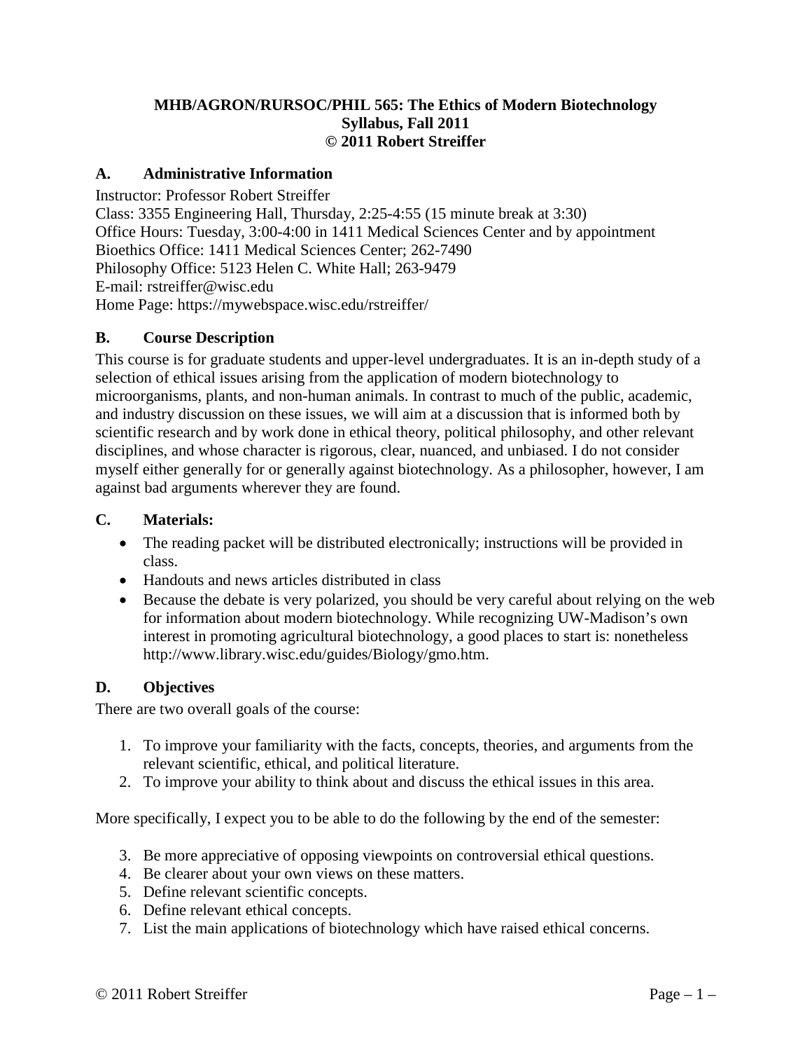**MHB/AGRON/RURSOC/PHIL 565: The Ethics of Modern Biotechnology**
**Syllabus, Fall 2011**
**© 2011 Robert Streiffer**

## A. Administrative Information

Instructor: Professor Robert Streiffer
Class: 3355 Engineering Hall, Thursday, 2:25-4:55 (15 minute break at 3:30)
Office Hours: Tuesday, 3:00-4:00 in 1411 Medical Sciences Center and by appointment
Bioethics Office: 1411 Medical Sciences Center; 262-7490
Philosophy Office: 5123 Helen C. White Hall; 263-9479
E-mail: rstreiffer@wisc.edu
Home Page: https://mywebspace.wisc.edu/rstreiffer/

## B. Course Description

This course is for graduate students and upper-level undergraduates. It is an in-depth study of a selection of ethical issues arising from the application of modern biotechnology to microorganisms, plants, and non-human animals. In contrast to much of the public, academic, and industry discussion on these issues, we will aim at a discussion that is informed both by scientific research and by work done in ethical theory, political philosophy, and other relevant disciplines, and whose character is rigorous, clear, nuanced, and unbiased. I do not consider myself either generally for or generally against biotechnology. As a philosopher, however, I am against bad arguments wherever they are found.

## C. Materials:

- The reading packet will be distributed electronically; instructions will be provided in class.
- Handouts and news articles distributed in class
- Because the debate is very polarized, you should be very careful about relying on the web for information about modern biotechnology. While recognizing UW-Madison's own interest in promoting agricultural biotechnology, a good places to start is: nonetheless http://www.library.wisc.edu/guides/Biology/gmo.htm.

## D. Objectives

There are two overall goals of the course:

1. To improve your familiarity with the facts, concepts, theories, and arguments from the relevant scientific, ethical, and political literature.
2. To improve your ability to think about and discuss the ethical issues in this area.

More specifically, I expect you to be able to do the following by the end of the semester:

3. Be more appreciative of opposing viewpoints on controversial ethical questions.
4. Be clearer about your own views on these matters.
5. Define relevant scientific concepts.
6. Define relevant ethical concepts.
7. List the main applications of biotechnology which have raised ethical concerns.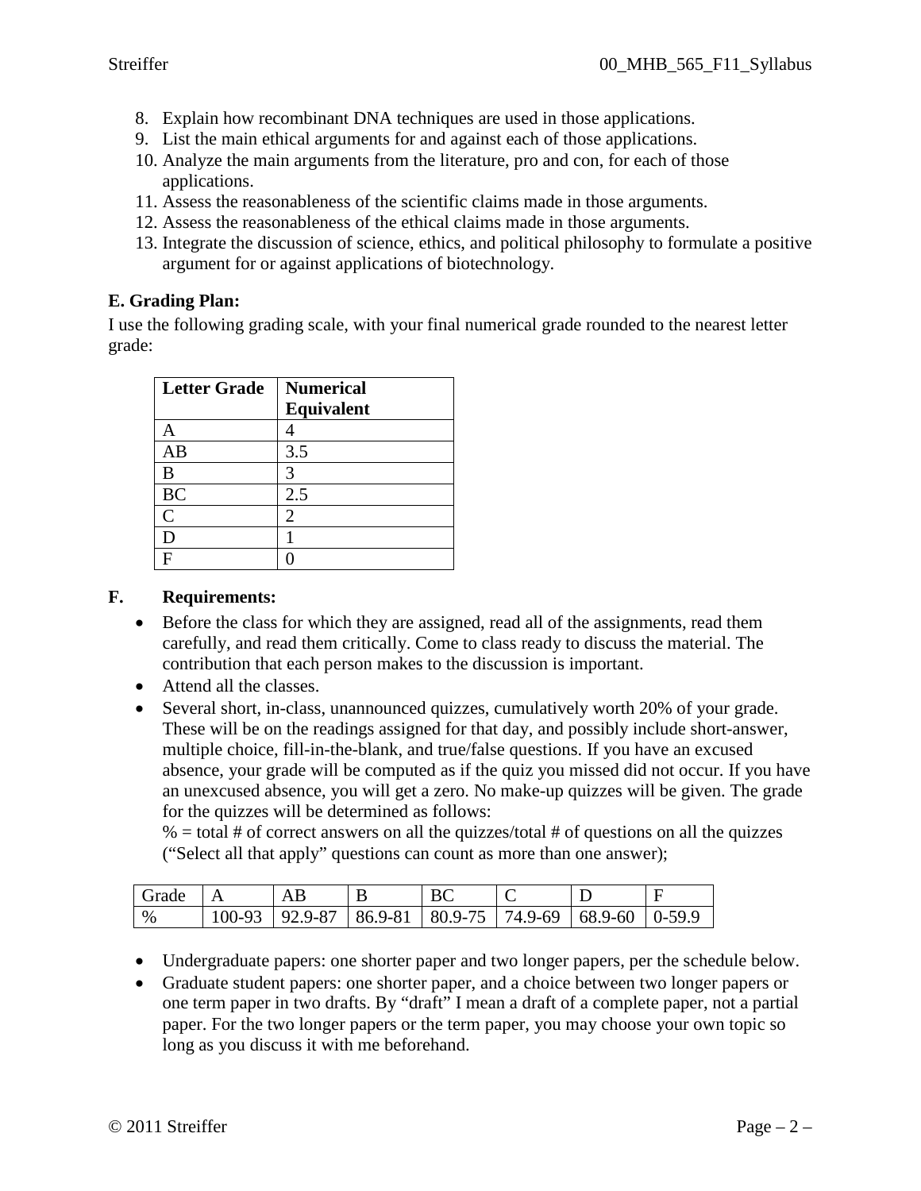8. Explain how recombinant DNA techniques are used in those applications.
9. List the main ethical arguments for and against each of those applications.
10. Analyze the main arguments from the literature, pro and con, for each of those applications.
11. Assess the reasonableness of the scientific claims made in those arguments.
12. Assess the reasonableness of the ethical claims made in those arguments.
13. Integrate the discussion of science, ethics, and political philosophy to formulate a positive argument for or against applications of biotechnology.

**E. Grading Plan:**

I use the following grading scale, with your final numerical grade rounded to the nearest letter grade:

| Letter Grade | Numerical Equivalent |
|---|---|
| A | 4 |
| AB | 3.5 |
| B | 3 |
| BC | 2.5 |
| C | 2 |
| D | 1 |
| F | 0 |

**F. Requirements:**

- Before the class for which they are assigned, read all of the assignments, read them carefully, and read them critically. Come to class ready to discuss the material. The contribution that each person makes to the discussion is important.
- Attend all the classes.
- Several short, in-class, unannounced quizzes, cumulatively worth 20% of your grade. These will be on the readings assigned for that day, and possibly include short-answer, multiple choice, fill-in-the-blank, and true/false questions. If you have an excused absence, your grade will be computed as if the quiz you missed did not occur. If you have an unexcused absence, you will get a zero. No make-up quizzes will be given. The grade for the quizzes will be determined as follows:
  % = total # of correct answers on all the quizzes/total # of questions on all the quizzes ("Select all that apply" questions can count as more than one answer);

| Grade | A | AB | B | BC | C | D | F |
|---|---|---|---|---|---|---|---|
| % | 100-93 | 92.9-87 | 86.9-81 | 80.9-75 | 74.9-69 | 68.9-60 | 0-59.9 |

- Undergraduate papers: one shorter paper and two longer papers, per the schedule below.
- Graduate student papers: one shorter paper, and a choice between two longer papers or one term paper in two drafts. By "draft" I mean a draft of a complete paper, not a partial paper. For the two longer papers or the term paper, you may choose your own topic so long as you discuss it with me beforehand.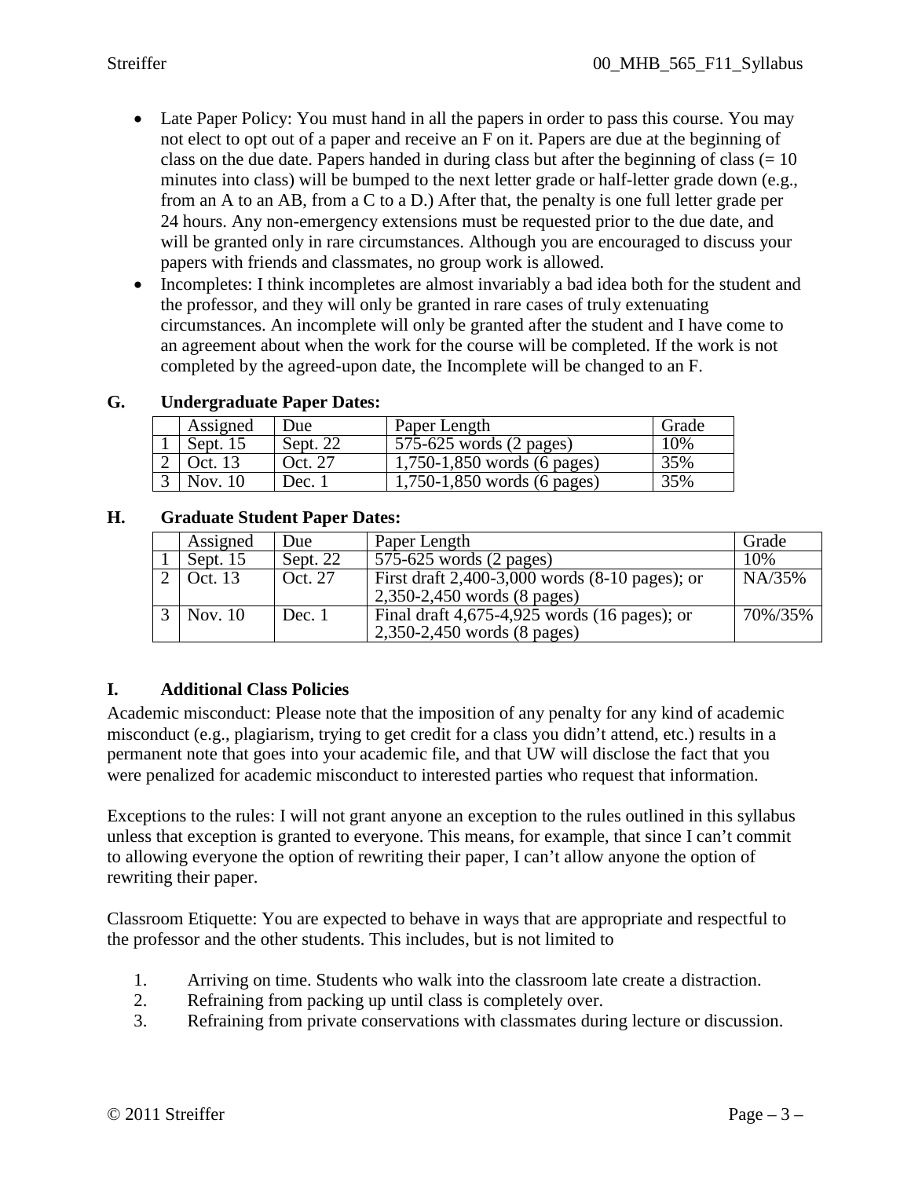- Late Paper Policy: You must hand in all the papers in order to pass this course. You may not elect to opt out of a paper and receive an F on it. Papers are due at the beginning of class on the due date. Papers handed in during class but after the beginning of class (= 10 minutes into class) will be bumped to the next letter grade or half-letter grade down (e.g., from an A to an AB, from a C to a D.) After that, the penalty is one full letter grade per 24 hours. Any non-emergency extensions must be requested prior to the due date, and will be granted only in rare circumstances. Although you are encouraged to discuss your papers with friends and classmates, no group work is allowed.
- Incompletes: I think incompletes are almost invariably a bad idea both for the student and the professor, and they will only be granted in rare cases of truly extenuating circumstances. An incomplete will only be granted after the student and I have come to an agreement about when the work for the course will be completed. If the work is not completed by the agreed-upon date, the Incomplete will be changed to an F.

## G. Undergraduate Paper Dates:

| | Assigned | Due | Paper Length | Grade |
|---|---|---|---|---|
| 1 | Sept. 15 | Sept. 22 | 575-625 words (2 pages) | 10% |
| 2 | Oct. 13 | Oct. 27 | 1,750-1,850 words (6 pages) | 35% |
| 3 | Nov. 10 | Dec. 1 | 1,750-1,850 words (6 pages) | 35% |

## H. Graduate Student Paper Dates:

| | Assigned | Due | Paper Length | Grade |
|---|---|---|---|---|
| 1 | Sept. 15 | Sept. 22 | 575-625 words (2 pages) | 10% |
| 2 | Oct. 13 | Oct. 27 | First draft 2,400-3,000 words (8-10 pages); or 2,350-2,450 words (8 pages) | NA/35% |
| 3 | Nov. 10 | Dec. 1 | Final draft 4,675-4,925 words (16 pages); or 2,350-2,450 words (8 pages) | 70%/35% |

## I. Additional Class Policies

Academic misconduct: Please note that the imposition of any penalty for any kind of academic misconduct (e.g., plagiarism, trying to get credit for a class you didn't attend, etc.) results in a permanent note that goes into your academic file, and that UW will disclose the fact that you were penalized for academic misconduct to interested parties who request that information.

Exceptions to the rules: I will not grant anyone an exception to the rules outlined in this syllabus unless that exception is granted to everyone. This means, for example, that since I can't commit to allowing everyone the option of rewriting their paper, I can't allow anyone the option of rewriting their paper.

Classroom Etiquette: You are expected to behave in ways that are appropriate and respectful to the professor and the other students. This includes, but is not limited to

1. Arriving on time. Students who walk into the classroom late create a distraction.
2. Refraining from packing up until class is completely over.
3. Refraining from private conservations with classmates during lecture or discussion.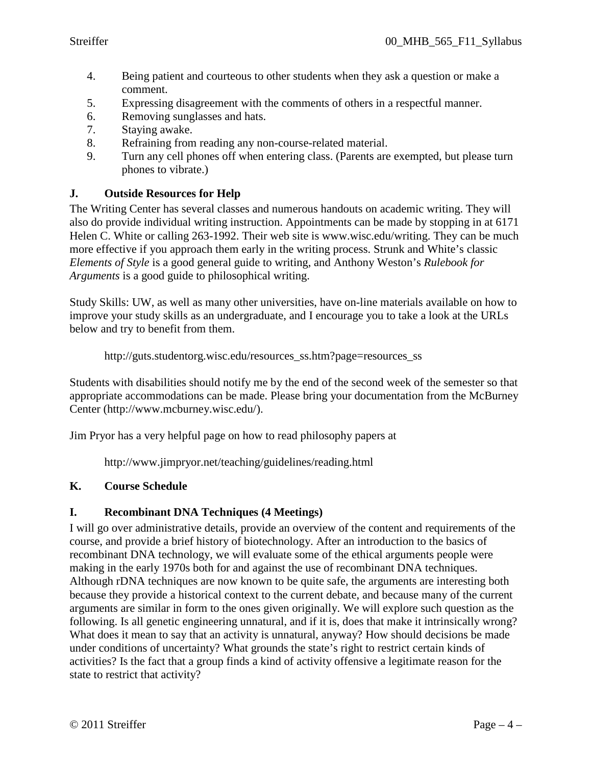4. Being patient and courteous to other students when they ask a question or make a comment.
5. Expressing disagreement with the comments of others in a respectful manner.
6. Removing sunglasses and hats.
7. Staying awake.
8. Refraining from reading any non-course-related material.
9. Turn any cell phones off when entering class. (Parents are exempted, but please turn phones to vibrate.)

## J. Outside Resources for Help

The Writing Center has several classes and numerous handouts on academic writing. They will also do provide individual writing instruction. Appointments can be made by stopping in at 6171 Helen C. White or calling 263-1992. Their web site is www.wisc.edu/writing. They can be much more effective if you approach them early in the writing process. Strunk and White's classic *Elements of Style* is a good general guide to writing, and Anthony Weston's *Rulebook for Arguments* is a good guide to philosophical writing.

Study Skills: UW, as well as many other universities, have on-line materials available on how to improve your study skills as an undergraduate, and I encourage you to take a look at the URLs below and try to benefit from them.

> http://guts.studentorg.wisc.edu/resources_ss.htm?page=resources_ss

Students with disabilities should notify me by the end of the second week of the semester so that appropriate accommodations can be made. Please bring your documentation from the McBurney Center (http://www.mcburney.wisc.edu/).

Jim Pryor has a very helpful page on how to read philosophy papers at

> http://www.jimpryor.net/teaching/guidelines/reading.html

## K. Course Schedule

## I. Recombinant DNA Techniques (4 Meetings)

I will go over administrative details, provide an overview of the content and requirements of the course, and provide a brief history of biotechnology. After an introduction to the basics of recombinant DNA technology, we will evaluate some of the ethical arguments people were making in the early 1970s both for and against the use of recombinant DNA techniques. Although rDNA techniques are now known to be quite safe, the arguments are interesting both because they provide a historical context to the current debate, and because many of the current arguments are similar in form to the ones given originally. We will explore such question as the following. Is all genetic engineering unnatural, and if it is, does that make it intrinsically wrong? What does it mean to say that an activity is unnatural, anyway? How should decisions be made under conditions of uncertainty? What grounds the state's right to restrict certain kinds of activities? Is the fact that a group finds a kind of activity offensive a legitimate reason for the state to restrict that activity?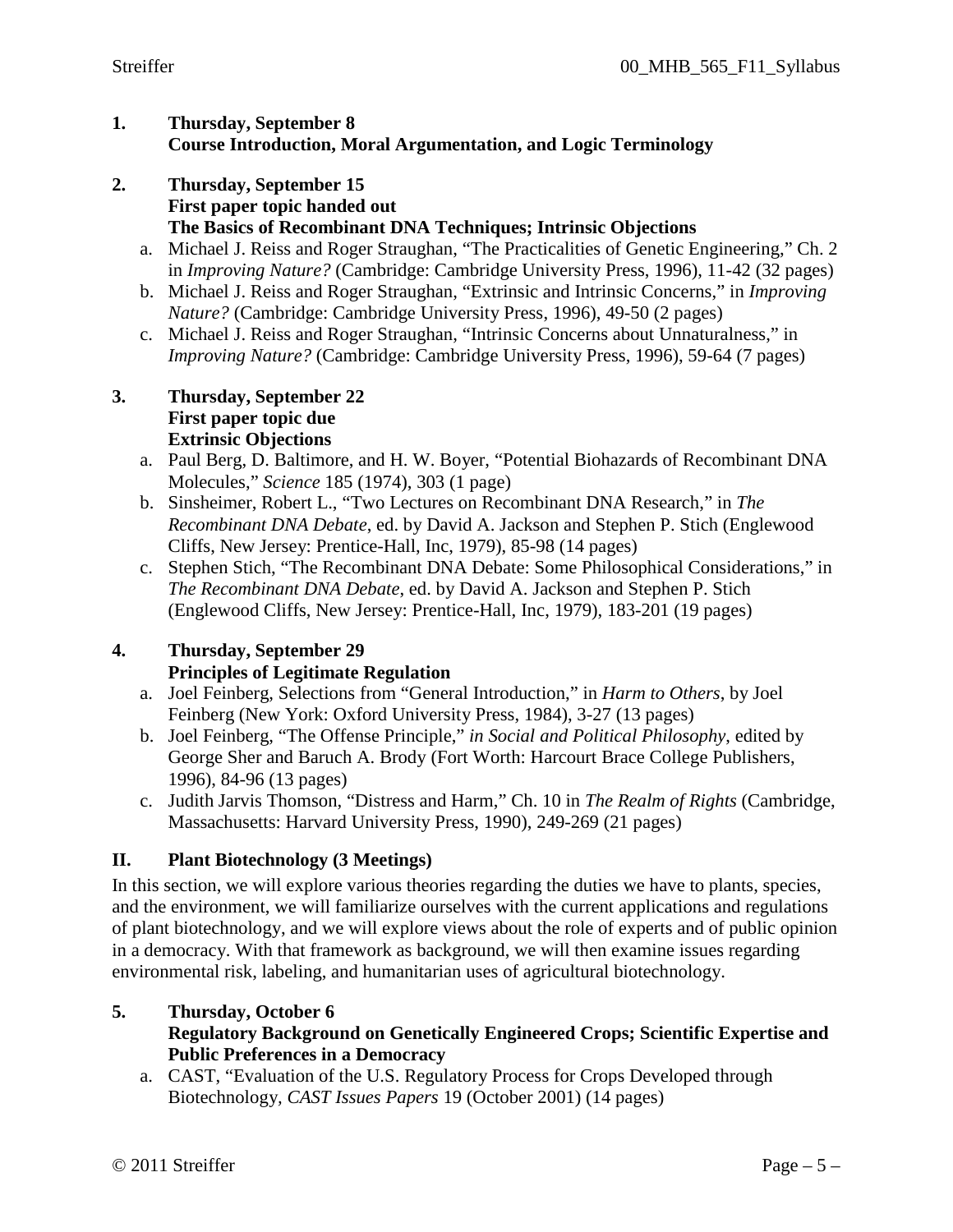**1. Thursday, September 8**
**Course Introduction, Moral Argumentation, and Logic Terminology**

**2. Thursday, September 15**
**First paper topic handed out**
**The Basics of Recombinant DNA Techniques; Intrinsic Objections**

a. Michael J. Reiss and Roger Straughan, "The Practicalities of Genetic Engineering," Ch. 2 in *Improving Nature?* (Cambridge: Cambridge University Press, 1996), 11-42 (32 pages)
b. Michael J. Reiss and Roger Straughan, "Extrinsic and Intrinsic Concerns," in *Improving Nature?* (Cambridge: Cambridge University Press, 1996), 49-50 (2 pages)
c. Michael J. Reiss and Roger Straughan, "Intrinsic Concerns about Unnaturalness," in *Improving Nature?* (Cambridge: Cambridge University Press, 1996), 59-64 (7 pages)

**3. Thursday, September 22**
**First paper topic due**
**Extrinsic Objections**

a. Paul Berg, D. Baltimore, and H. W. Boyer, "Potential Biohazards of Recombinant DNA Molecules," *Science* 185 (1974), 303 (1 page)
b. Sinsheimer, Robert L., "Two Lectures on Recombinant DNA Research," in *The Recombinant DNA Debate*, ed. by David A. Jackson and Stephen P. Stich (Englewood Cliffs, New Jersey: Prentice-Hall, Inc, 1979), 85-98 (14 pages)
c. Stephen Stich, "The Recombinant DNA Debate: Some Philosophical Considerations," in *The Recombinant DNA Debate*, ed. by David A. Jackson and Stephen P. Stich (Englewood Cliffs, New Jersey: Prentice-Hall, Inc, 1979), 183-201 (19 pages)

**4. Thursday, September 29**
**Principles of Legitimate Regulation**

a. Joel Feinberg, Selections from "General Introduction," in *Harm to Others*, by Joel Feinberg (New York: Oxford University Press, 1984), 3-27 (13 pages)
b. Joel Feinberg, "The Offense Principle," *in Social and Political Philosophy*, edited by George Sher and Baruch A. Brody (Fort Worth: Harcourt Brace College Publishers, 1996), 84-96 (13 pages)
c. Judith Jarvis Thomson, "Distress and Harm," Ch. 10 in *The Realm of Rights* (Cambridge, Massachusetts: Harvard University Press, 1990), 249-269 (21 pages)

## II. Plant Biotechnology (3 Meetings)

In this section, we will explore various theories regarding the duties we have to plants, species, and the environment, we will familiarize ourselves with the current applications and regulations of plant biotechnology, and we will explore views about the role of experts and of public opinion in a democracy. With that framework as background, we will then examine issues regarding environmental risk, labeling, and humanitarian uses of agricultural biotechnology.

**5. Thursday, October 6**
**Regulatory Background on Genetically Engineered Crops; Scientific Expertise and Public Preferences in a Democracy**

a. CAST, "Evaluation of the U.S. Regulatory Process for Crops Developed through Biotechnology, *CAST Issues Papers* 19 (October 2001) (14 pages)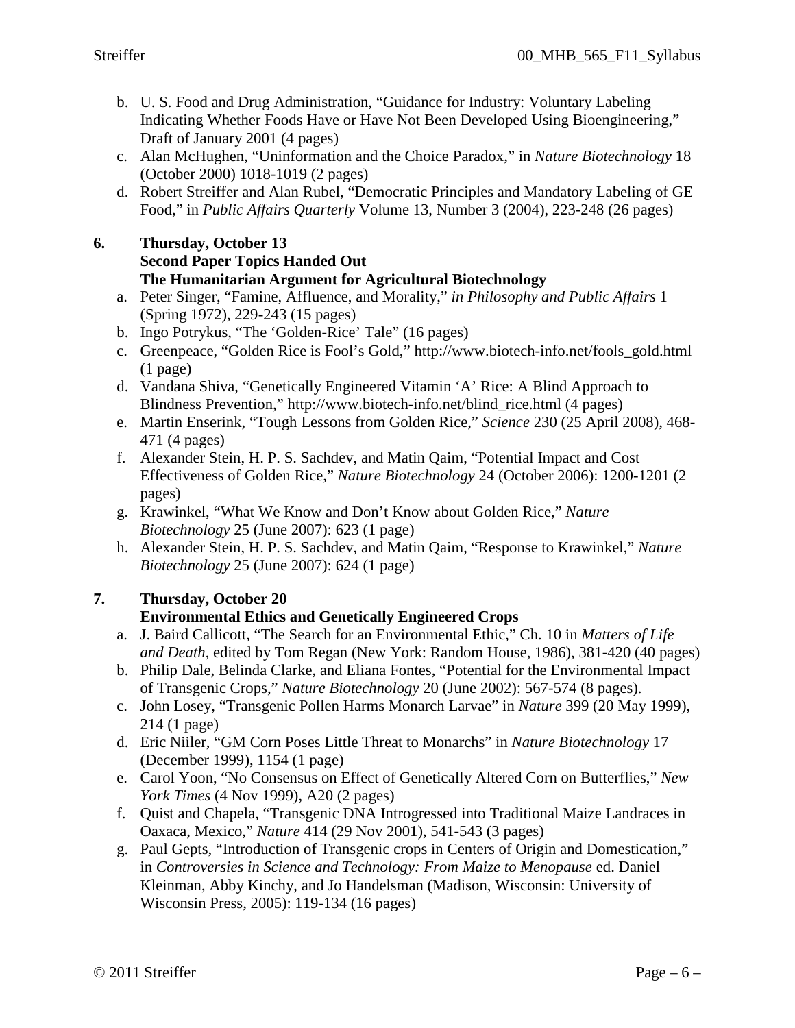b. U. S. Food and Drug Administration, "Guidance for Industry: Voluntary Labeling Indicating Whether Foods Have or Have Not Been Developed Using Bioengineering," Draft of January 2001 (4 pages)
c. Alan McHughen, "Uninformation and the Choice Paradox," in *Nature Biotechnology* 18 (October 2000) 1018-1019 (2 pages)
d. Robert Streiffer and Alan Rubel, "Democratic Principles and Mandatory Labeling of GE Food," in *Public Affairs Quarterly* Volume 13, Number 3 (2004), 223-248 (26 pages)

**6. Thursday, October 13**
**Second Paper Topics Handed Out**
**The Humanitarian Argument for Agricultural Biotechnology**

a. Peter Singer, "Famine, Affluence, and Morality," *in Philosophy and Public Affairs* 1 (Spring 1972), 229-243 (15 pages)
b. Ingo Potrykus, "The 'Golden-Rice' Tale" (16 pages)
c. Greenpeace, "Golden Rice is Fool's Gold," http://www.biotech-info.net/fools_gold.html (1 page)
d. Vandana Shiva, "Genetically Engineered Vitamin 'A' Rice: A Blind Approach to Blindness Prevention," http://www.biotech-info.net/blind_rice.html (4 pages)
e. Martin Enserink, "Tough Lessons from Golden Rice," *Science* 230 (25 April 2008), 468-471 (4 pages)
f. Alexander Stein, H. P. S. Sachdev, and Matin Qaim, "Potential Impact and Cost Effectiveness of Golden Rice," *Nature Biotechnology* 24 (October 2006): 1200-1201 (2 pages)
g. Krawinkel, "What We Know and Don't Know about Golden Rice," *Nature Biotechnology* 25 (June 2007): 623 (1 page)
h. Alexander Stein, H. P. S. Sachdev, and Matin Qaim, "Response to Krawinkel," *Nature Biotechnology* 25 (June 2007): 624 (1 page)

**7. Thursday, October 20**
**Environmental Ethics and Genetically Engineered Crops**

a. J. Baird Callicott, "The Search for an Environmental Ethic," Ch. 10 in *Matters of Life and Death*, edited by Tom Regan (New York: Random House, 1986), 381-420 (40 pages)
b. Philip Dale, Belinda Clarke, and Eliana Fontes, "Potential for the Environmental Impact of Transgenic Crops," *Nature Biotechnology* 20 (June 2002): 567-574 (8 pages).
c. John Losey, "Transgenic Pollen Harms Monarch Larvae" in *Nature* 399 (20 May 1999), 214 (1 page)
d. Eric Niiler, "GM Corn Poses Little Threat to Monarchs" in *Nature Biotechnology* 17 (December 1999), 1154 (1 page)
e. Carol Yoon, "No Consensus on Effect of Genetically Altered Corn on Butterflies," *New York Times* (4 Nov 1999), A20 (2 pages)
f. Quist and Chapela, "Transgenic DNA Introgressed into Traditional Maize Landraces in Oaxaca, Mexico," *Nature* 414 (29 Nov 2001), 541-543 (3 pages)
g. Paul Gepts, "Introduction of Transgenic crops in Centers of Origin and Domestication," in *Controversies in Science and Technology: From Maize to Menopause* ed. Daniel Kleinman, Abby Kinchy, and Jo Handelsman (Madison, Wisconsin: University of Wisconsin Press, 2005): 119-134 (16 pages)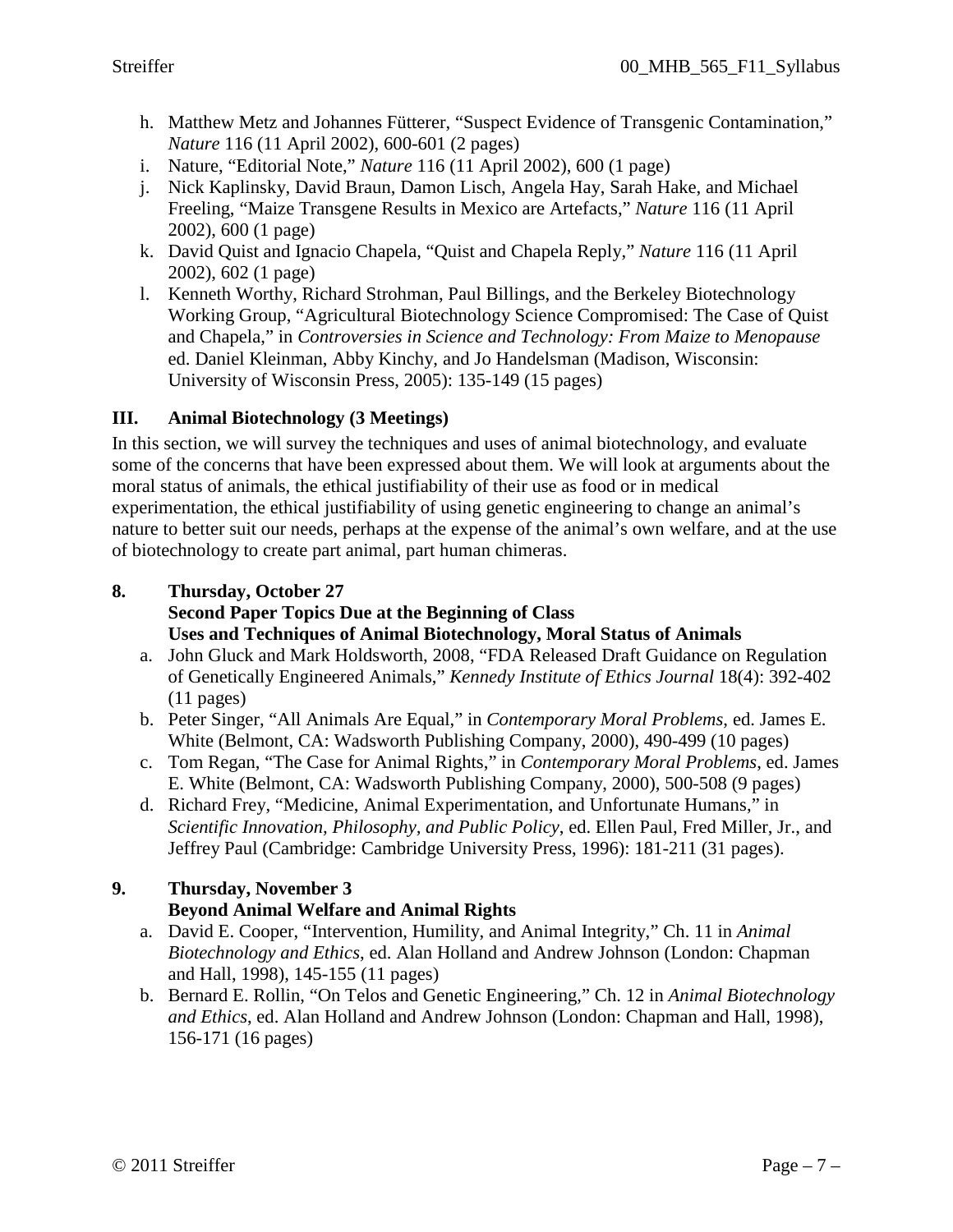h. Matthew Metz and Johannes Fütterer, "Suspect Evidence of Transgenic Contamination," *Nature* 116 (11 April 2002), 600-601 (2 pages)
i. Nature, "Editorial Note," *Nature* 116 (11 April 2002), 600 (1 page)
j. Nick Kaplinsky, David Braun, Damon Lisch, Angela Hay, Sarah Hake, and Michael Freeling, "Maize Transgene Results in Mexico are Artefacts," *Nature* 116 (11 April 2002), 600 (1 page)
k. David Quist and Ignacio Chapela, "Quist and Chapela Reply," *Nature* 116 (11 April 2002), 602 (1 page)
l. Kenneth Worthy, Richard Strohman, Paul Billings, and the Berkeley Biotechnology Working Group, "Agricultural Biotechnology Science Compromised: The Case of Quist and Chapela," in *Controversies in Science and Technology: From Maize to Menopause* ed. Daniel Kleinman, Abby Kinchy, and Jo Handelsman (Madison, Wisconsin: University of Wisconsin Press, 2005): 135-149 (15 pages)

## III. Animal Biotechnology (3 Meetings)

In this section, we will survey the techniques and uses of animal biotechnology, and evaluate some of the concerns that have been expressed about them. We will look at arguments about the moral status of animals, the ethical justifiability of their use as food or in medical experimentation, the ethical justifiability of using genetic engineering to change an animal's nature to better suit our needs, perhaps at the expense of the animal's own welfare, and at the use of biotechnology to create part animal, part human chimeras.

**8. Thursday, October 27**
**Second Paper Topics Due at the Beginning of Class**
**Uses and Techniques of Animal Biotechnology, Moral Status of Animals**

a. John Gluck and Mark Holdsworth, 2008, "FDA Released Draft Guidance on Regulation of Genetically Engineered Animals," *Kennedy Institute of Ethics Journal* 18(4): 392-402 (11 pages)
b. Peter Singer, "All Animals Are Equal," in *Contemporary Moral Problems*, ed. James E. White (Belmont, CA: Wadsworth Publishing Company, 2000), 490-499 (10 pages)
c. Tom Regan, "The Case for Animal Rights," in *Contemporary Moral Problems*, ed. James E. White (Belmont, CA: Wadsworth Publishing Company, 2000), 500-508 (9 pages)
d. Richard Frey, "Medicine, Animal Experimentation, and Unfortunate Humans," in *Scientific Innovation, Philosophy, and Public Policy*, ed. Ellen Paul, Fred Miller, Jr., and Jeffrey Paul (Cambridge: Cambridge University Press, 1996): 181-211 (31 pages).

**9. Thursday, November 3**
**Beyond Animal Welfare and Animal Rights**

a. David E. Cooper, "Intervention, Humility, and Animal Integrity," Ch. 11 in *Animal Biotechnology and Ethics*, ed. Alan Holland and Andrew Johnson (London: Chapman and Hall, 1998), 145-155 (11 pages)
b. Bernard E. Rollin, "On Telos and Genetic Engineering," Ch. 12 in *Animal Biotechnology and Ethics*, ed. Alan Holland and Andrew Johnson (London: Chapman and Hall, 1998), 156-171 (16 pages)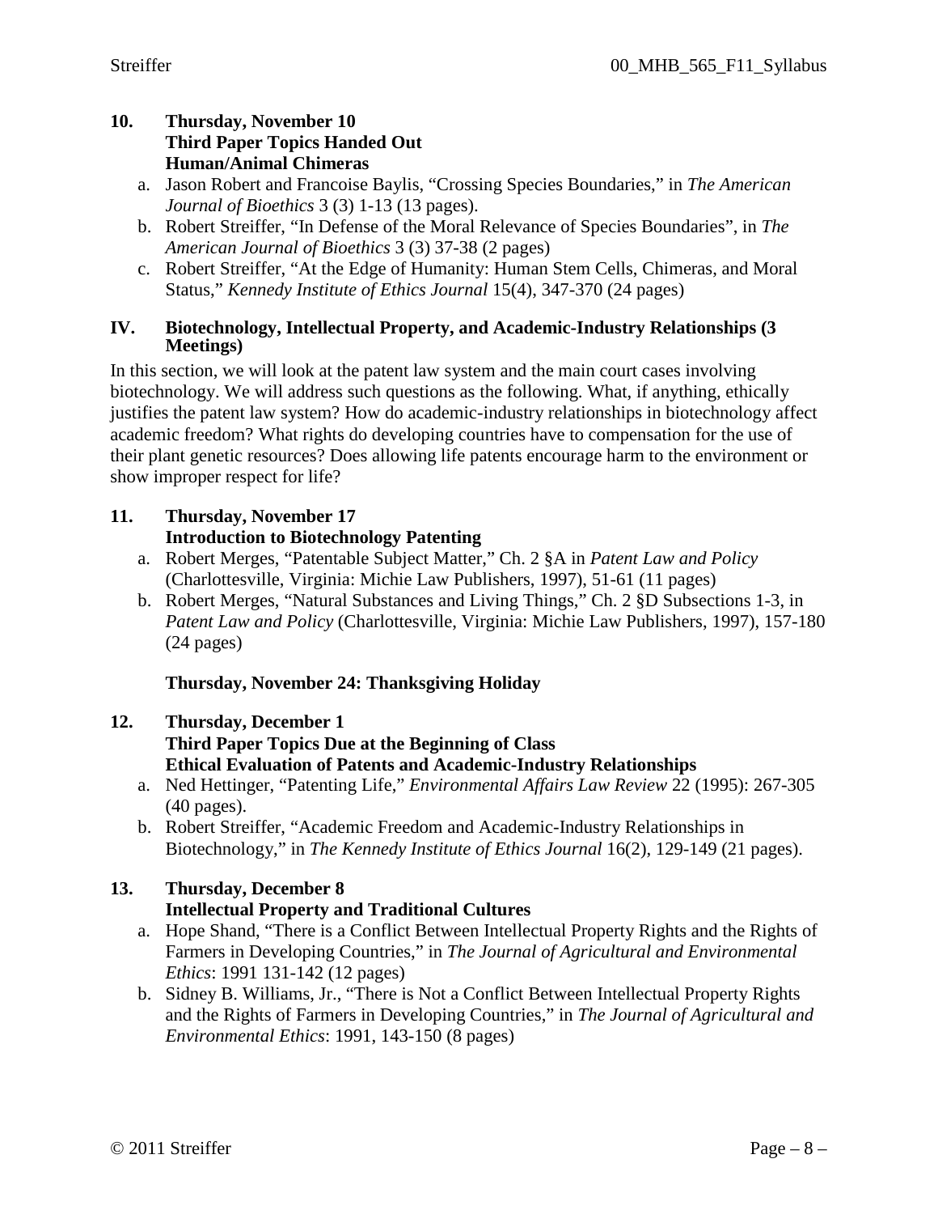**10. Thursday, November 10**
**Third Paper Topics Handed Out**
**Human/Animal Chimeras**

a. Jason Robert and Francoise Baylis, "Crossing Species Boundaries," in *The American Journal of Bioethics* 3 (3) 1-13 (13 pages).
b. Robert Streiffer, "In Defense of the Moral Relevance of Species Boundaries", in *The American Journal of Bioethics* 3 (3) 37-38 (2 pages)
c. Robert Streiffer, "At the Edge of Humanity: Human Stem Cells, Chimeras, and Moral Status," *Kennedy Institute of Ethics Journal* 15(4), 347-370 (24 pages)

## IV. Biotechnology, Intellectual Property, and Academic-Industry Relationships (3 Meetings)

In this section, we will look at the patent law system and the main court cases involving biotechnology. We will address such questions as the following. What, if anything, ethically justifies the patent law system? How do academic-industry relationships in biotechnology affect academic freedom? What rights do developing countries have to compensation for the use of their plant genetic resources? Does allowing life patents encourage harm to the environment or show improper respect for life?

**11. Thursday, November 17**
**Introduction to Biotechnology Patenting**

a. Robert Merges, "Patentable Subject Matter," Ch. 2 §A in *Patent Law and Policy* (Charlottesville, Virginia: Michie Law Publishers, 1997), 51-61 (11 pages)
b. Robert Merges, "Natural Substances and Living Things," Ch. 2 §D Subsections 1-3, in *Patent Law and Policy* (Charlottesville, Virginia: Michie Law Publishers, 1997), 157-180 (24 pages)

**Thursday, November 24: Thanksgiving Holiday**

**12. Thursday, December 1**
**Third Paper Topics Due at the Beginning of Class**
**Ethical Evaluation of Patents and Academic-Industry Relationships**

a. Ned Hettinger, "Patenting Life," *Environmental Affairs Law Review* 22 (1995): 267-305 (40 pages).
b. Robert Streiffer, "Academic Freedom and Academic-Industry Relationships in Biotechnology," in *The Kennedy Institute of Ethics Journal* 16(2), 129-149 (21 pages).

**13. Thursday, December 8**
**Intellectual Property and Traditional Cultures**

a. Hope Shand, "There is a Conflict Between Intellectual Property Rights and the Rights of Farmers in Developing Countries," in *The Journal of Agricultural and Environmental Ethics*: 1991 131-142 (12 pages)
b. Sidney B. Williams, Jr., "There is Not a Conflict Between Intellectual Property Rights and the Rights of Farmers in Developing Countries," in *The Journal of Agricultural and Environmental Ethics*: 1991, 143-150 (8 pages)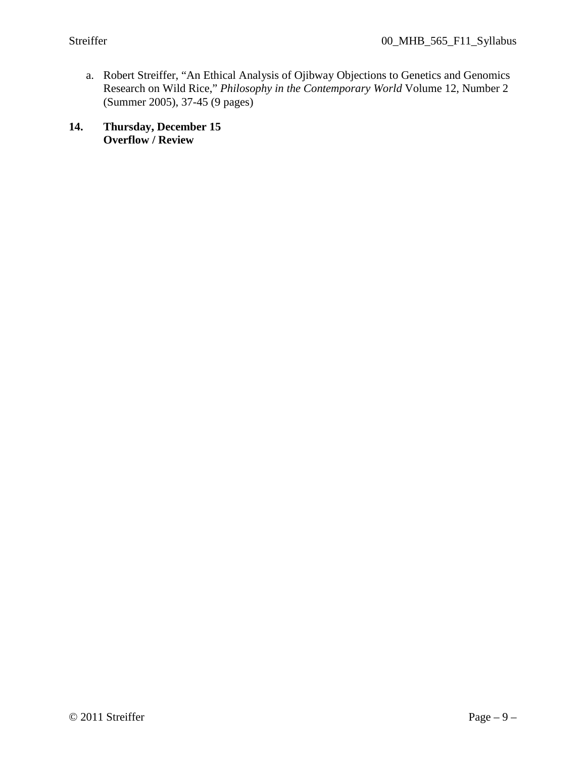a. Robert Streiffer, "An Ethical Analysis of Ojibway Objections to Genetics and Genomics Research on Wild Rice," *Philosophy in the Contemporary World* Volume 12, Number 2 (Summer 2005), 37-45 (9 pages)

**14. Thursday, December 15**
**Overflow / Review**